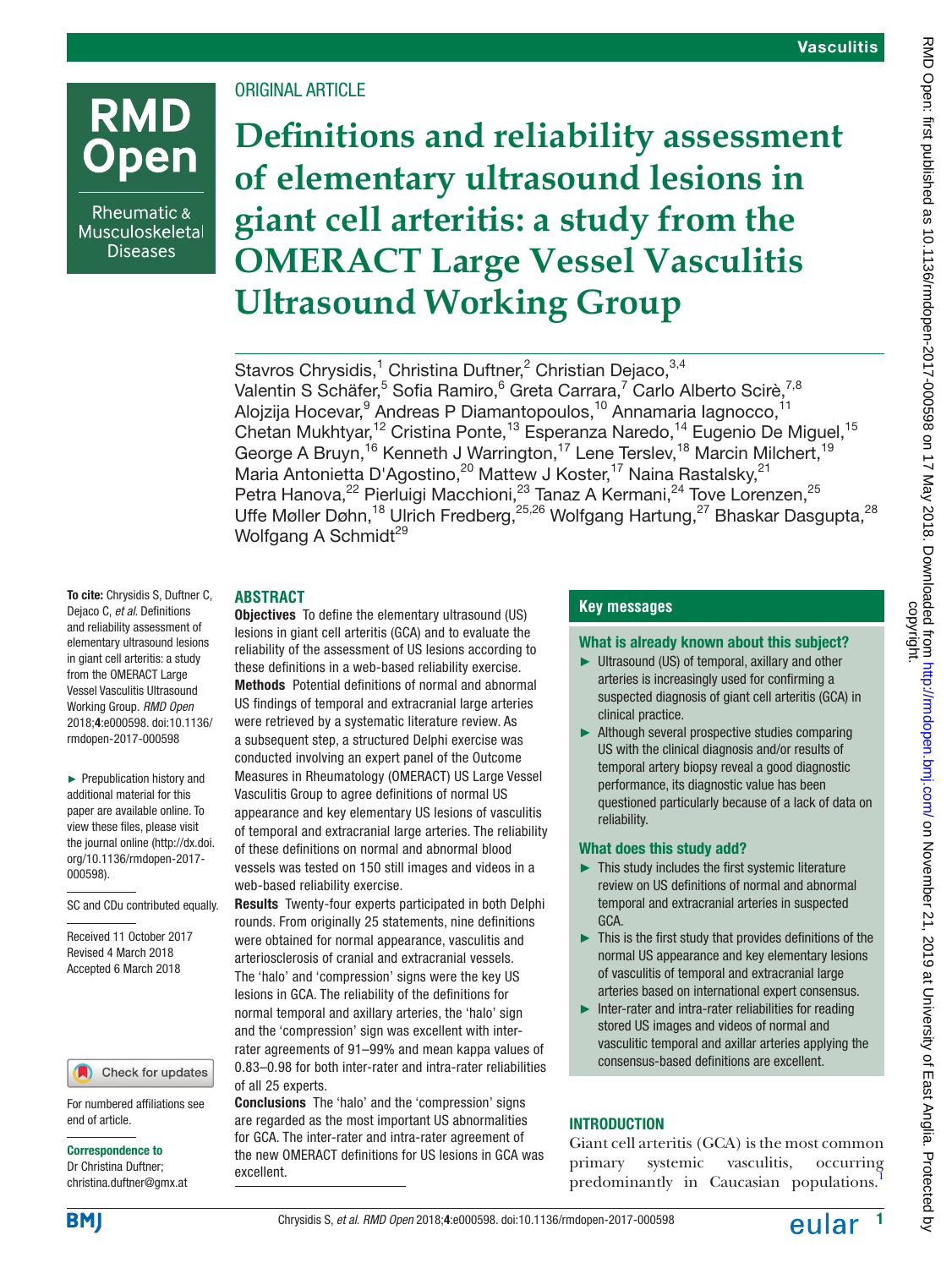# Definitions and reliability assessment of elementary ultrasound lesions in giant cell arteritis: a study from the OMERACT Large Vessel Vasculitis Ultrasound Working Group

ORIGINAL ARTICLE

Stavros Chrysidis,[1] Christina Duftner,[2] Christian Dejaco,[3,4] Valentin S Schäfer,[5] Sofia Ramiro,[6] Greta Carrara,[7] Carlo Alberto Scirè,[7,8] Alojzija Hocevar,[9] Andreas P Diamantopoulos,[10] Annamaria Iagnocco,[11] Chetan Mukhtyar,[12] Cristina Ponte,[13] Esperanza Naredo,[14] Eugenio De Miguel,[15] George A Bruyn,[16] Kenneth J Warrington,[17] Lene Terslev,[18] Marcin Milchert,[19] Maria Antonietta D'Agostino,[20] Mattew J Koster,[17] Naina Rastalsky,[21] Petra Hanova,[22] Pierluigi Macchioni,[23] Tanaz A Kermani,[24] Tove Lorenzen,[25] Uffe Møller Døhn,[18] Ulrich Fredberg,[25,26] Wolfgang Hartung,[27] Bhaskar Dasgupta,[28] Wolfgang A Schmidt[29]

**To cite:** Chrysidis S, Duftner C, Dejaco C, *et al*. Definitions and reliability assessment of elementary ultrasound lesions in giant cell arteritis: a study from the OMERACT Large Vessel Vasculitis Ultrasound Working Group. *RMD Open* 2018;**4**:e000598. doi:10.1136/rmdopen-2017-000598

► Prepublication history and additional material for this paper are available online. To view these files, please visit the journal online (http://dx.doi.org/10.1136/rmdopen-2017-000598).

SC and CDu contributed equally.

Received 11 October 2017
Revised 4 March 2018
Accepted 6 March 2018

For numbered affiliations see end of article.

**Correspondence to**
Dr Christina Duftner; christina.duftner@gmx.at

## ABSTRACT

**Objectives** To define the elementary ultrasound (US) lesions in giant cell arteritis (GCA) and to evaluate the reliability of the assessment of US lesions according to these definitions in a web-based reliability exercise.

**Methods** Potential definitions of normal and abnormal US findings of temporal and extracranial large arteries were retrieved by a systematic literature review. As a subsequent step, a structured Delphi exercise was conducted involving an expert panel of the Outcome Measures in Rheumatology (OMERACT) US Large Vessel Vasculitis Group to agree definitions of normal US appearance and key elementary US lesions of vasculitis of temporal and extracranial large arteries. The reliability of these definitions on normal and abnormal blood vessels was tested on 150 still images and videos in a web-based reliability exercise.

**Results** Twenty-four experts participated in both Delphi rounds. From originally 25 statements, nine definitions were obtained for normal appearance, vasculitis and arteriosclerosis of cranial and extracranial vessels. The 'halo' and 'compression' signs were the key US lesions in GCA. The reliability of the definitions for normal temporal and axillary arteries, the 'halo' sign and the 'compression' sign was excellent with inter-rater agreements of 91–99% and mean kappa values of 0.83–0.98 for both inter-rater and intra-rater reliabilities of all 25 experts.

**Conclusions** The 'halo' and the 'compression' signs are regarded as the most important US abnormalities for GCA. The inter-rater and intra-rater agreement of the new OMERACT definitions for US lesions in GCA was excellent.

## Key messages

### What is already known about this subject?

- ► Ultrasound (US) of temporal, axillary and other arteries is increasingly used for confirming a suspected diagnosis of giant cell arteritis (GCA) in clinical practice.
- ► Although several prospective studies comparing US with the clinical diagnosis and/or results of temporal artery biopsy reveal a good diagnostic performance, its diagnostic value has been questioned particularly because of a lack of data on reliability.

### What does this study add?

- ► This study includes the first systemic literature review on US definitions of normal and abnormal temporal and extracranial arteries in suspected GCA.
- ► This is the first study that provides definitions of the normal US appearance and key elementary lesions of vasculitis of temporal and extracranial large arteries based on international expert consensus.
- ► Inter-rater and intra-rater reliabilities for reading stored US images and videos of normal and vasculitic temporal and axillar arteries applying the consensus-based definitions are excellent.

## INTRODUCTION

Giant cell arteritis (GCA) is the most common primary systemic vasculitis, occurring predominantly in Caucasian populations.[1]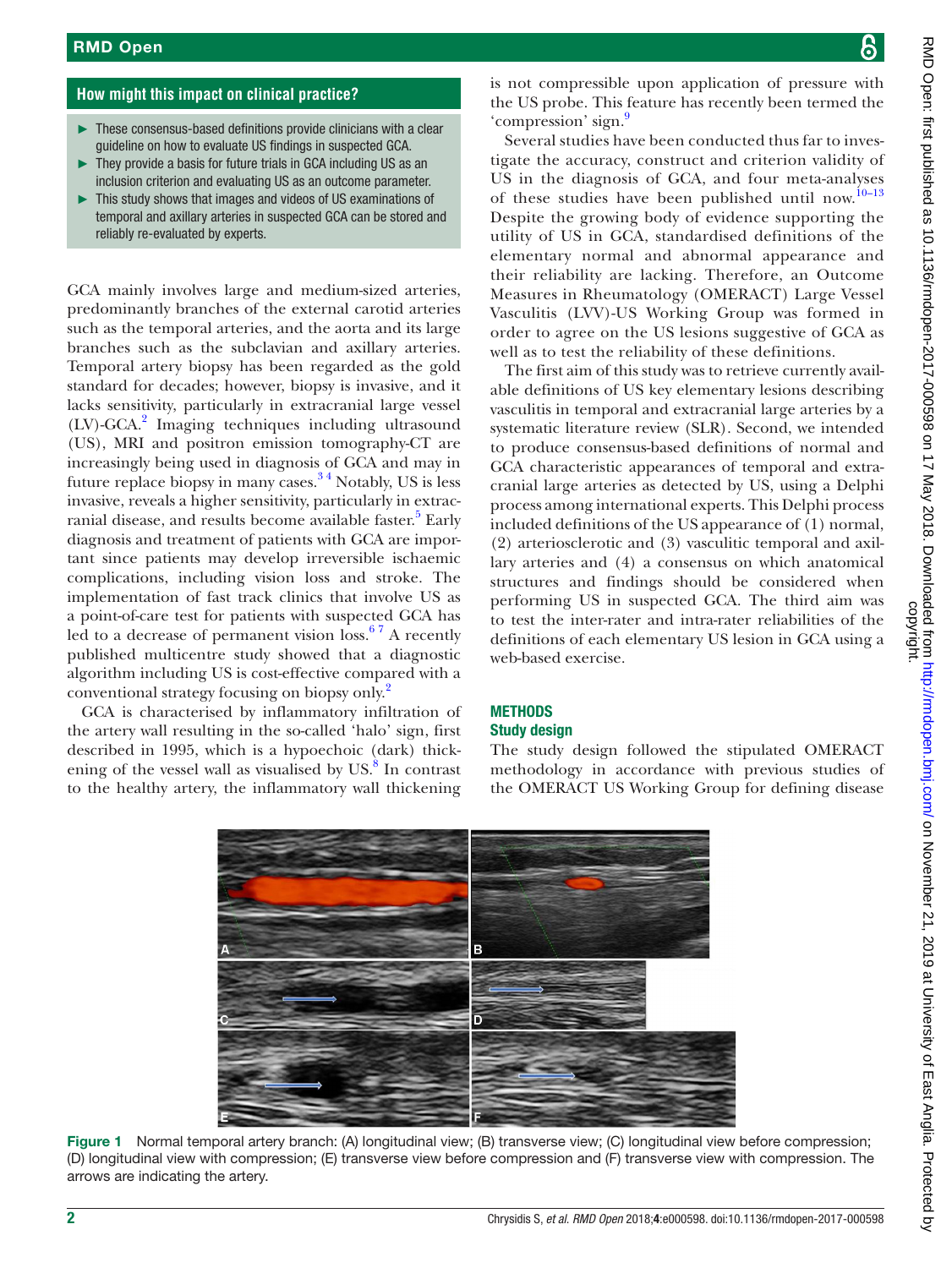### How might this impact on clinical practice?

- These consensus-based definitions provide clinicians with a clear guideline on how to evaluate US findings in suspected GCA.
- They provide a basis for future trials in GCA including US as an inclusion criterion and evaluating US as an outcome parameter.
- This study shows that images and videos of US examinations of temporal and axillary arteries in suspected GCA can be stored and reliably re-evaluated by experts.

GCA mainly involves large and medium-sized arteries, predominantly branches of the external carotid arteries such as the temporal arteries, and the aorta and its large branches such as the subclavian and axillary arteries. Temporal artery biopsy has been regarded as the gold standard for decades; however, biopsy is invasive, and it lacks sensitivity, particularly in extracranial large vessel (LV)-GCA.[2] Imaging techniques including ultrasound (US), MRI and positron emission tomography-CT are increasingly being used in diagnosis of GCA and may in future replace biopsy in many cases.[3 4] Notably, US is less invasive, reveals a higher sensitivity, particularly in extracranial disease, and results become available faster.[5] Early diagnosis and treatment of patients with GCA are important since patients may develop irreversible ischaemic complications, including vision loss and stroke. The implementation of fast track clinics that involve US as a point-of-care test for patients with suspected GCA has led to a decrease of permanent vision loss.[6 7] A recently published multicentre study showed that a diagnostic algorithm including US is cost-effective compared with a conventional strategy focusing on biopsy only.[2]

GCA is characterised by inflammatory infiltration of the artery wall resulting in the so-called 'halo' sign, first described in 1995, which is a hypoechoic (dark) thickening of the vessel wall as visualised by US.[8] In contrast to the healthy artery, the inflammatory wall thickening is not compressible upon application of pressure with the US probe. This feature has recently been termed the 'compression' sign.[9]

Several studies have been conducted thus far to investigate the accuracy, construct and criterion validity of US in the diagnosis of GCA, and four meta-analyses of these studies have been published until now.[10–13] Despite the growing body of evidence supporting the utility of US in GCA, standardised definitions of the elementary normal and abnormal appearance and their reliability are lacking. Therefore, an Outcome Measures in Rheumatology (OMERACT) Large Vessel Vasculitis (LVV)-US Working Group was formed in order to agree on the US lesions suggestive of GCA as well as to test the reliability of these definitions.

The first aim of this study was to retrieve currently available definitions of US key elementary lesions describing vasculitis in temporal and extracranial large arteries by a systematic literature review (SLR). Second, we intended to produce consensus-based definitions of normal and GCA characteristic appearances of temporal and extracranial large arteries as detected by US, using a Delphi process among international experts. This Delphi process included definitions of the US appearance of (1) normal, (2) arteriosclerotic and (3) vasculitic temporal and axillary arteries and (4) a consensus on which anatomical structures and findings should be considered when performing US in suspected GCA. The third aim was to test the inter-rater and intra-rater reliabilities of the definitions of each elementary US lesion in GCA using a web-based exercise.

## METHODS

### Study design

The study design followed the stipulated OMERACT methodology in accordance with previous studies of the OMERACT US Working Group for defining disease

Figure 1 Normal temporal artery branch: (A) longitudinal view; (B) transverse view; (C) longitudinal view before compression; (D) longitudinal view with compression; (E) transverse view before compression and (F) transverse view with compression. The arrows are indicating the artery.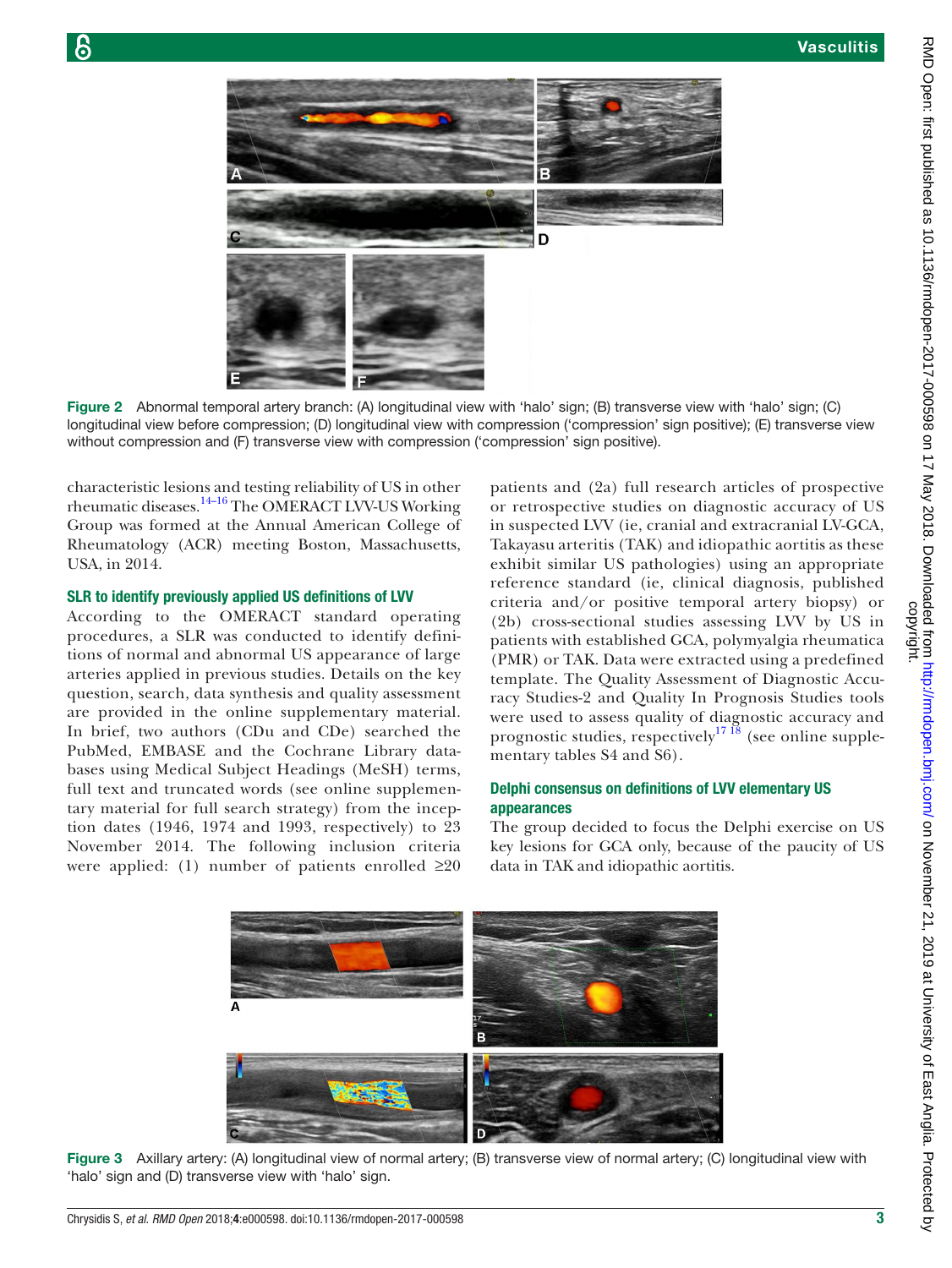Figure 2 Abnormal temporal artery branch: (A) longitudinal view with 'halo' sign; (B) transverse view with 'halo' sign; (C) longitudinal view before compression; (D) longitudinal view with compression ('compression' sign positive); (E) transverse view without compression and (F) transverse view with compression ('compression' sign positive).

characteristic lesions and testing reliability of US in other rheumatic diseases.[14–16] The OMERACT LVV-US Working Group was formed at the Annual American College of Rheumatology (ACR) meeting Boston, Massachusetts, USA, in 2014.

### SLR to identify previously applied US definitions of LVV

According to the OMERACT standard operating procedures, a SLR was conducted to identify definitions of normal and abnormal US appearance of large arteries applied in previous studies. Details on the key question, search, data synthesis and quality assessment are provided in the online supplementary material. In brief, two authors (CDu and CDe) searched the PubMed, EMBASE and the Cochrane Library databases using Medical Subject Headings (MeSH) terms, full text and truncated words (see online supplementary material for full search strategy) from the inception dates (1946, 1974 and 1993, respectively) to 23 November 2014. The following inclusion criteria were applied: (1) number of patients enrolled ≥20 patients and (2a) full research articles of prospective or retrospective studies on diagnostic accuracy of US in suspected LVV (ie, cranial and extracranial LV-GCA, Takayasu arteritis (TAK) and idiopathic aortitis as these exhibit similar US pathologies) using an appropriate reference standard (ie, clinical diagnosis, published criteria and/or positive temporal artery biopsy) or (2b) cross-sectional studies assessing LVV by US in patients with established GCA, polymyalgia rheumatica (PMR) or TAK. Data were extracted using a predefined template. The Quality Assessment of Diagnostic Accuracy Studies-2 and Quality In Prognosis Studies tools were used to assess quality of diagnostic accuracy and prognostic studies, respectively[17 18] (see online supplementary tables S4 and S6).

### Delphi consensus on definitions of LVV elementary US appearances

The group decided to focus the Delphi exercise on US key lesions for GCA only, because of the paucity of US data in TAK and idiopathic aortitis.

Figure 3 Axillary artery: (A) longitudinal view of normal artery; (B) transverse view of normal artery; (C) longitudinal view with 'halo' sign and (D) transverse view with 'halo' sign.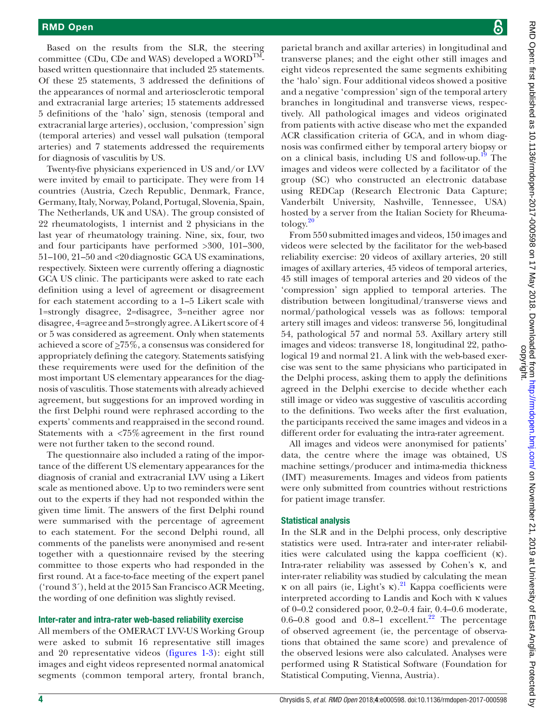Based on the results from the SLR, the steering committee (CDu, CDe and WAS) developed a WORD™-based written questionnaire that included 25 statements. Of these 25 statements, 3 addressed the definitions of the appearances of normal and arteriosclerotic temporal and extracranial large arteries; 15 statements addressed 5 definitions of the 'halo' sign, stenosis (temporal and extracranial large arteries), occlusion, 'compression' sign (temporal arteries) and vessel wall pulsation (temporal arteries) and 7 statements addressed the requirements for diagnosis of vasculitis by US.

Twenty-five physicians experienced in US and/or LVV were invited by email to participate. They were from 14 countries (Austria, Czech Republic, Denmark, France, Germany, Italy, Norway, Poland, Portugal, Slovenia, Spain, The Netherlands, UK and USA). The group consisted of 22 rheumatologists, 1 internist and 2 physicians in the last year of rheumatology training. Nine, six, four, two and four participants have performed >300, 101–300, 51–100, 21–50 and <20 diagnostic GCA US examinations, respectively. Sixteen were currently offering a diagnostic GCA US clinic. The participants were asked to rate each definition using a level of agreement or disagreement for each statement according to a 1–5 Likert scale with 1=strongly disagree, 2=disagree, 3=neither agree nor disagree, 4=agree and 5=strongly agree. A Likert score of 4 or 5 was considered as agreement. Only when statements achieved a score of ≥75%, a consensus was considered for appropriately defining the category. Statements satisfying these requirements were used for the definition of the most important US elementary appearances for the diagnosis of vasculitis. Those statements with already achieved agreement, but suggestions for an improved wording in the first Delphi round were rephrased according to the experts' comments and reappraised in the second round. Statements with a <75% agreement in the first round were not further taken to the second round.

The questionnaire also included a rating of the importance of the different US elementary appearances for the diagnosis of cranial and extracranial LVV using a Likert scale as mentioned above. Up to two reminders were sent out to the experts if they had not responded within the given time limit. The answers of the first Delphi round were summarised with the percentage of agreement to each statement. For the second Delphi round, all comments of the panelists were anonymised and re-sent together with a questionnaire revised by the steering committee to those experts who had responded in the first round. At a face-to-face meeting of the expert panel ('round 3´), held at the 2015 San Francisco ACR Meeting, the wording of one definition was slightly revised.

### Inter-rater and intra-rater web-based reliability exercise

All members of the OMERACT LVV-US Working Group were asked to submit 16 representative still images and 20 representative videos (figures 1-3): eight still images and eight videos represented normal anatomical segments (common temporal artery, frontal branch, parietal branch and axillar arteries) in longitudinal and transverse planes; and the eight other still images and eight videos represented the same segments exhibiting the 'halo' sign. Four additional videos showed a positive and a negative 'compression' sign of the temporal artery branches in longitudinal and transverse views, respectively. All pathological images and videos originated from patients with active disease who met the expanded ACR classification criteria of GCA, and in whom diagnosis was confirmed either by temporal artery biopsy or on a clinical basis, including US and follow-up.[19] The images and videos were collected by a facilitator of the group (SC) who constructed an electronic database using REDCap (Research Electronic Data Capture; Vanderbilt University, Nashville, Tennessee, USA) hosted by a server from the Italian Society for Rheumatology.[20]

From 550 submitted images and videos, 150 images and videos were selected by the facilitator for the web-based reliability exercise: 20 videos of axillary arteries, 20 still images of axillary arteries, 45 videos of temporal arteries, 45 still images of temporal arteries and 20 videos of the 'compression' sign applied to temporal arteries. The distribution between longitudinal/transverse views and normal/pathological vessels was as follows: temporal artery still images and videos: transverse 56, longitudinal 54, pathological 57 and normal 53. Axillary artery still images and videos: transverse 18, longitudinal 22, pathological 19 and normal 21. A link with the web-based exercise was sent to the same physicians who participated in the Delphi process, asking them to apply the definitions agreed in the Delphi exercise to decide whether each still image or video was suggestive of vasculitis according to the definitions. Two weeks after the first evaluation, the participants received the same images and videos in a different order for evaluating the intra-rater agreement.

All images and videos were anonymised for patients' data, the centre where the image was obtained, US machine settings/producer and intima-media thickness (IMT) measurements. Images and videos from patients were only submitted from countries without restrictions for patient image transfer.

### Statistical analysis

In the SLR and in the Delphi process, only descriptive statistics were used. Intra-rater and inter-rater reliabilities were calculated using the kappa coefficient (κ). Intra-rater reliability was assessed by Cohen's κ, and inter-rater reliability was studied by calculating the mean κ on all pairs (ie, Light's κ).[21] Kappa coefficients were interpreted according to Landis and Koch with κ values of 0–0.2 considered poor, 0.2–0.4 fair, 0.4–0.6 moderate, 0.6–0.8 good and 0.8–1 excellent.[22] The percentage of observed agreement (ie, the percentage of observations that obtained the same score) and prevalence of the observed lesions were also calculated. Analyses were performed using R Statistical Software (Foundation for Statistical Computing, Vienna, Austria).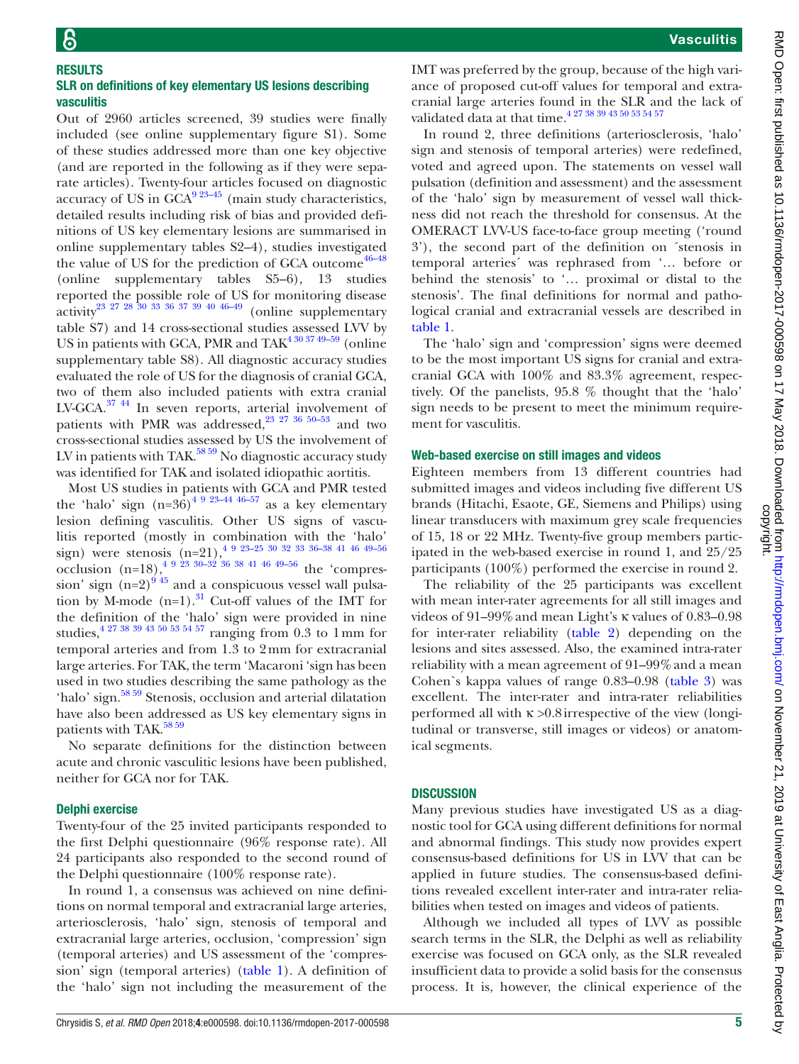## RESULTS

### SLR on definitions of key elementary US lesions describing vasculitis

Out of 2960 articles screened, 39 studies were finally included (see online supplementary figure S1). Some of these studies addressed more than one key objective (and are reported in the following as if they were separate articles). Twenty-four articles focused on diagnostic accuracy of US in GCA[9 23–45] (main study characteristics, detailed results including risk of bias and provided definitions of US key elementary lesions are summarised in online supplementary tables S2–4), studies investigated the value of US for the prediction of GCA outcome[46–48] (online supplementary tables S5–6), 13 studies reported the possible role of US for monitoring disease activity[23 27 28 30 33 36 37 39 40 46–49] (online supplementary table S7) and 14 cross-sectional studies assessed LVV by US in patients with GCA, PMR and TAK[4 30 37 49–59] (online supplementary table S8). All diagnostic accuracy studies evaluated the role of US for the diagnosis of cranial GCA, two of them also included patients with extra cranial LV-GCA.[37 44] In seven reports, arterial involvement of patients with PMR was addressed,[23 27 36 50–53] and two cross-sectional studies assessed by US the involvement of LV in patients with TAK.[58 59] No diagnostic accuracy study was identified for TAK and isolated idiopathic aortitis.

Most US studies in patients with GCA and PMR tested the 'halo' sign (n=36)[4 9 23–44 46–57] as a key elementary lesion defining vasculitis. Other US signs of vasculitis reported (mostly in combination with the 'halo' sign) were stenosis (n=21),[4 9 23–25 30 32 33 36–38 41 46 49–56] occlusion (n=18),[4 9 23 30–32 36 38 41 46 49–56] the 'compression' sign (n=2)[9 45] and a conspicuous vessel wall pulsation by M-mode (n=1).[31] Cut-off values of the IMT for the definition of the 'halo' sign were provided in nine studies,[4 27 38 39 43 50 53 54 57] ranging from 0.3 to 1 mm for temporal arteries and from 1.3 to 2 mm for extracranial large arteries. For TAK, the term 'Macaroni 'sign has been used in two studies describing the same pathology as the 'halo' sign.[58 59] Stenosis, occlusion and arterial dilatation have also been addressed as US key elementary signs in patients with TAK.[58 59]

No separate definitions for the distinction between acute and chronic vasculitic lesions have been published, neither for GCA nor for TAK.

### Delphi exercise

Twenty-four of the 25 invited participants responded to the first Delphi questionnaire (96% response rate). All 24 participants also responded to the second round of the Delphi questionnaire (100% response rate).

In round 1, a consensus was achieved on nine definitions on normal temporal and extracranial large arteries, arteriosclerosis, 'halo' sign, stenosis of temporal and extracranial large arteries, occlusion, 'compression' sign (temporal arteries) and US assessment of the 'compression' sign (temporal arteries) (table 1). A definition of the 'halo' sign not including the measurement of the IMT was preferred by the group, because of the high variance of proposed cut-off values for temporal and extracranial large arteries found in the SLR and the lack of validated data at that time.[4 27 38 39 43 50 53 54 57]

In round 2, three definitions (arteriosclerosis, 'halo' sign and stenosis of temporal arteries) were redefined, voted and agreed upon. The statements on vessel wall pulsation (definition and assessment) and the assessment of the 'halo' sign by measurement of vessel wall thickness did not reach the threshold for consensus. At the OMERACT LVV-US face-to-face group meeting ('round 3'), the second part of the definition on ´stenosis in temporal arteries´ was rephrased from '… before or behind the stenosis' to '… proximal or distal to the stenosis'. The final definitions for normal and pathological cranial and extracranial vessels are described in table 1.

The 'halo' sign and 'compression' signs were deemed to be the most important US signs for cranial and extracranial GCA with 100% and 83.3% agreement, respectively. Of the panelists, 95.8 % thought that the 'halo' sign needs to be present to meet the minimum requirement for vasculitis.

### Web-based exercise on still images and videos

Eighteen members from 13 different countries had submitted images and videos including five different US brands (Hitachi, Esaote, GE, Siemens and Philips) using linear transducers with maximum grey scale frequencies of 15, 18 or 22 MHz. Twenty-five group members participated in the web-based exercise in round 1, and 25/25 participants (100%) performed the exercise in round 2.

The reliability of the 25 participants was excellent with mean inter-rater agreements for all still images and videos of 91–99% and mean Light's κ values of 0.83–0.98 for inter-rater reliability (table 2) depending on the lesions and sites assessed. Also, the examined intra-rater reliability with a mean agreement of 91–99% and a mean Cohen`s kappa values of range 0.83–0.98 (table 3) was excellent. The inter-rater and intra-rater reliabilities performed all with κ >0.8 irrespective of the view (longitudinal or transverse, still images or videos) or anatomical segments.

## DISCUSSION

Many previous studies have investigated US as a diagnostic tool for GCA using different definitions for normal and abnormal findings. This study now provides expert consensus-based definitions for US in LVV that can be applied in future studies. The consensus-based definitions revealed excellent inter-rater and intra-rater reliabilities when tested on images and videos of patients.

Although we included all types of LVV as possible search terms in the SLR, the Delphi as well as reliability exercise was focused on GCA only, as the SLR revealed insufficient data to provide a solid basis for the consensus process. It is, however, the clinical experience of the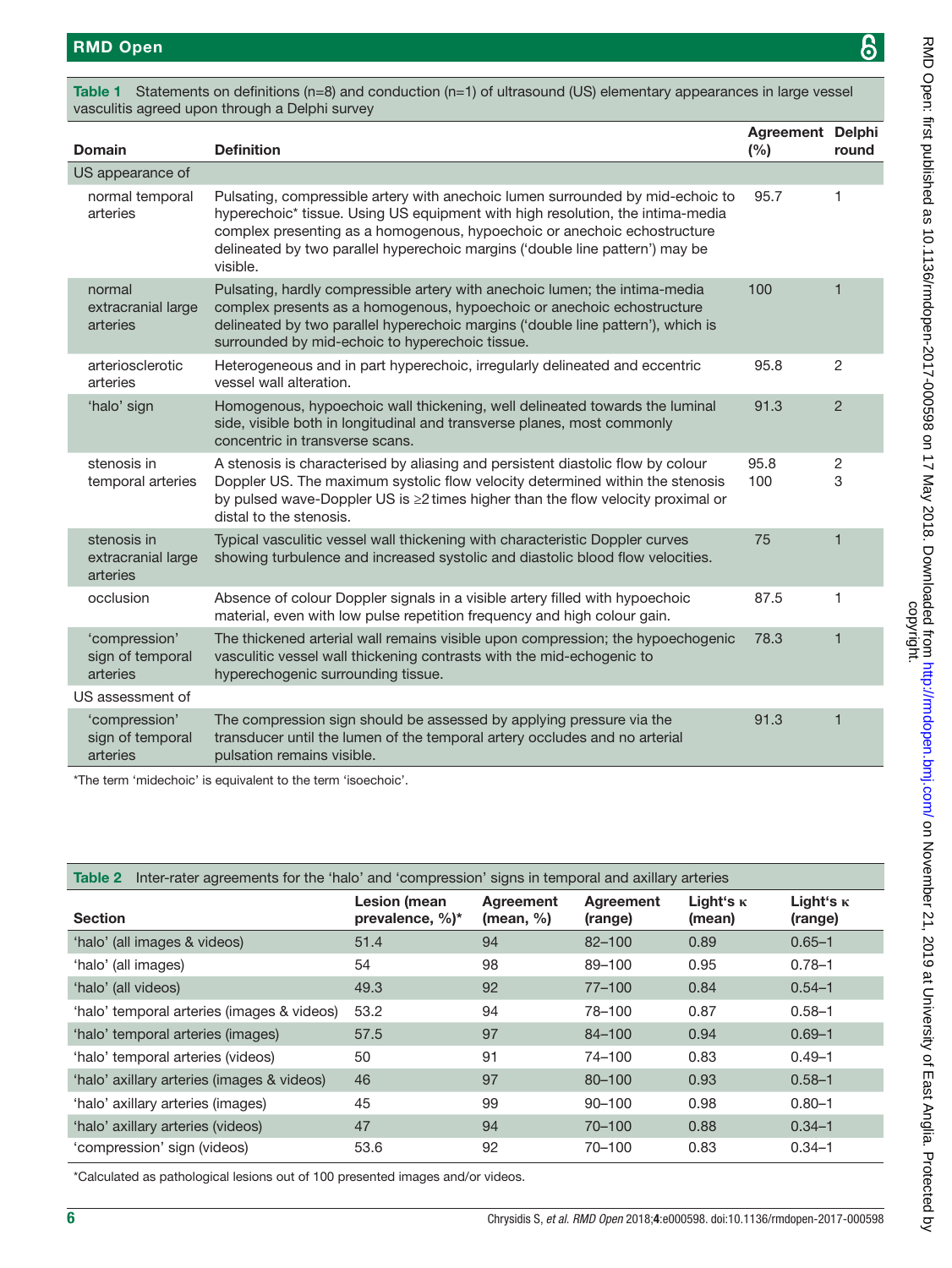**Table 1** Statements on definitions (n=8) and conduction (n=1) of ultrasound (US) elementary appearances in large vessel vasculitis agreed upon through a Delphi survey

| Domain | Definition | Agreement (%) | Delphi round |
|---|---|---|---|
| US appearance of | | | |
| normal temporal arteries | Pulsating, compressible artery with anechoic lumen surrounded by mid-echoic to hyperechoic* tissue. Using US equipment with high resolution, the intima-media complex presenting as a homogenous, hypoechoic or anechoic echostructure delineated by two parallel hyperechoic margins ('double line pattern') may be visible. | 95.7 | 1 |
| normal extracranial large arteries | Pulsating, hardly compressible artery with anechoic lumen; the intima-media complex presents as a homogenous, hypoechoic or anechoic echostructure delineated by two parallel hyperechoic margins ('double line pattern'), which is surrounded by mid-echoic to hyperechoic tissue. | 100 | 1 |
| arteriosclerotic arteries | Heterogeneous and in part hyperechoic, irregularly delineated and eccentric vessel wall alteration. | 95.8 | 2 |
| 'halo' sign | Homogenous, hypoechoic wall thickening, well delineated towards the luminal side, visible both in longitudinal and transverse planes, most commonly concentric in transverse scans. | 91.3 | 2 |
| stenosis in temporal arteries | A stenosis is characterised by aliasing and persistent diastolic flow by colour Doppler US. The maximum systolic flow velocity determined within the stenosis by pulsed wave-Doppler US is ≥2 times higher than the flow velocity proximal or distal to the stenosis. | 95.8<br>100 | 2<br>3 |
| stenosis in extracranial large arteries | Typical vasculitic vessel wall thickening with characteristic Doppler curves showing turbulence and increased systolic and diastolic blood flow velocities. | 75 | 1 |
| occlusion | Absence of colour Doppler signals in a visible artery filled with hypoechoic material, even with low pulse repetition frequency and high colour gain. | 87.5 | 1 |
| 'compression' sign of temporal arteries | The thickened arterial wall remains visible upon compression; the hypoechogenic vasculitic vessel wall thickening contrasts with the mid-echogenic to hyperechogenic surrounding tissue. | 78.3 | 1 |
| US assessment of | | | |
| 'compression' sign of temporal arteries | The compression sign should be assessed by applying pressure via the transducer until the lumen of the temporal artery occludes and no arterial pulsation remains visible. | 91.3 | 1 |

*The term 'midechoic' is equivalent to the term 'isoechoic'.

**Table 2** Inter-rater agreements for the 'halo' and 'compression' signs in temporal and axillary arteries

| Section | Lesion (mean prevalence, %)* | Agreement (mean, %) | Agreement (range) | Light's κ (mean) | Light's κ (range) |
|---|---|---|---|---|---|
| 'halo' (all images & videos) | 51.4 | 94 | 82–100 | 0.89 | 0.65–1 |
| 'halo' (all images) | 54 | 98 | 89–100 | 0.95 | 0.78–1 |
| 'halo' (all videos) | 49.3 | 92 | 77–100 | 0.84 | 0.54–1 |
| 'halo' temporal arteries (images & videos) | 53.2 | 94 | 78–100 | 0.87 | 0.58–1 |
| 'halo' temporal arteries (images) | 57.5 | 97 | 84–100 | 0.94 | 0.69–1 |
| 'halo' temporal arteries (videos) | 50 | 91 | 74–100 | 0.83 | 0.49–1 |
| 'halo' axillary arteries (images & videos) | 46 | 97 | 80–100 | 0.93 | 0.58–1 |
| 'halo' axillary arteries (images) | 45 | 99 | 90–100 | 0.98 | 0.80–1 |
| 'halo' axillary arteries (videos) | 47 | 94 | 70–100 | 0.88 | 0.34–1 |
| 'compression' sign (videos) | 53.6 | 92 | 70–100 | 0.83 | 0.34–1 |

*Calculated as pathological lesions out of 100 presented images and/or videos.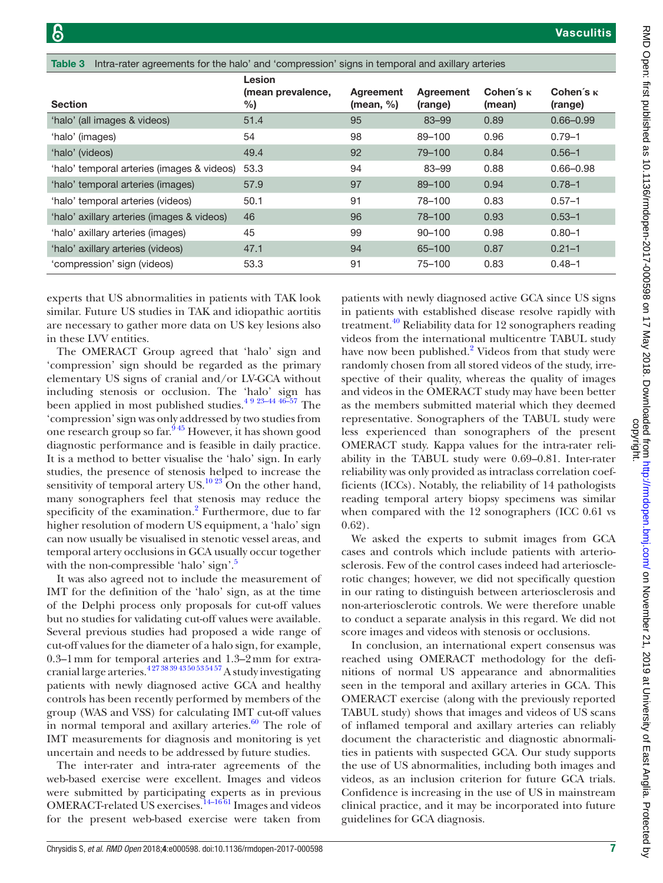Table 3 Intra-rater agreements for the halo' and 'compression' signs in temporal and axillary arteries

| Section | Lesion (mean prevalence, %) | Agreement (mean, %) | Agreement (range) | Cohen´s κ (mean) | Cohen´s κ (range) |
|---|---|---|---|---|---|
| 'halo' (all images & videos) | 51.4 | 95 | 83–99 | 0.89 | 0.66–0.99 |
| 'halo' (images) | 54 | 98 | 89–100 | 0.96 | 0.79–1 |
| 'halo' (videos) | 49.4 | 92 | 79–100 | 0.84 | 0.56–1 |
| 'halo' temporal arteries (images & videos) | 53.3 | 94 | 83–99 | 0.88 | 0.66–0.98 |
| 'halo' temporal arteries (images) | 57.9 | 97 | 89–100 | 0.94 | 0.78–1 |
| 'halo' temporal arteries (videos) | 50.1 | 91 | 78–100 | 0.83 | 0.57–1 |
| 'halo' axillary arteries (images & videos) | 46 | 96 | 78–100 | 0.93 | 0.53–1 |
| 'halo' axillary arteries (images) | 45 | 99 | 90–100 | 0.98 | 0.80–1 |
| 'halo' axillary arteries (videos) | 47.1 | 94 | 65–100 | 0.87 | 0.21–1 |
| 'compression' sign (videos) | 53.3 | 91 | 75–100 | 0.83 | 0.48–1 |

experts that US abnormalities in patients with TAK look similar. Future US studies in TAK and idiopathic aortitis are necessary to gather more data on US key lesions also in these LVV entities.

The OMERACT Group agreed that 'halo' sign and 'compression' sign should be regarded as the primary elementary US signs of cranial and/or LV-GCA without including stenosis or occlusion. The 'halo' sign has been applied in most published studies.[4 9 23–44 46–57] The 'compression' sign was only addressed by two studies from one research group so far.[9 45] However, it has shown good diagnostic performance and is feasible in daily practice. It is a method to better visualise the 'halo' sign. In early studies, the presence of stenosis helped to increase the sensitivity of temporal artery US.[10 23] On the other hand, many sonographers feel that stenosis may reduce the specificity of the examination.[2] Furthermore, due to far higher resolution of modern US equipment, a 'halo' sign can now usually be visualised in stenotic vessel areas, and temporal artery occlusions in GCA usually occur together with the non-compressible 'halo' sign'.[5]

It was also agreed not to include the measurement of IMT for the definition of the 'halo' sign, as at the time of the Delphi process only proposals for cut-off values but no studies for validating cut-off values were available. Several previous studies had proposed a wide range of cut-off values for the diameter of a halo sign, for example, 0.3–1 mm for temporal arteries and 1.3–2 mm for extracranial large arteries.[4 27 38 39 43 50 53 54 57] A study investigating patients with newly diagnosed active GCA and healthy controls has been recently performed by members of the group (WAS and VSS) for calculating IMT cut-off values in normal temporal and axillary arteries.[60] The role of IMT measurements for diagnosis and monitoring is yet uncertain and needs to be addressed by future studies.

The inter-rater and intra-rater agreements of the web-based exercise were excellent. Images and videos were submitted by participating experts as in previous OMERACT-related US exercises.[14–16 61] Images and videos for the present web-based exercise were taken from patients with newly diagnosed active GCA since US signs in patients with established disease resolve rapidly with treatment.[40] Reliability data for 12 sonographers reading videos from the international multicentre TABUL study have now been published.[2] Videos from that study were randomly chosen from all stored videos of the study, irrespective of their quality, whereas the quality of images and videos in the OMERACT study may have been better as the members submitted material which they deemed representative. Sonographers of the TABUL study were less experienced than sonographers of the present OMERACT study. Kappa values for the intra-rater reliability in the TABUL study were 0.69–0.81. Inter-rater reliability was only provided as intraclass correlation coefficients (ICCs). Notably, the reliability of 14 pathologists reading temporal artery biopsy specimens was similar when compared with the 12 sonographers (ICC 0.61 vs 0.62).

We asked the experts to submit images from GCA cases and controls which include patients with arteriosclerosis. Few of the control cases indeed had arteriosclerotic changes; however, we did not specifically question in our rating to distinguish between arteriosclerosis and non-arteriosclerotic controls. We were therefore unable to conduct a separate analysis in this regard. We did not score images and videos with stenosis or occlusions.

In conclusion, an international expert consensus was reached using OMERACT methodology for the definitions of normal US appearance and abnormalities seen in the temporal and axillary arteries in GCA. This OMERACT exercise (along with the previously reported TABUL study) shows that images and videos of US scans of inflamed temporal and axillary arteries can reliably document the characteristic and diagnostic abnormalities in patients with suspected GCA. Our study supports the use of US abnormalities, including both images and videos, as an inclusion criterion for future GCA trials. Confidence is increasing in the use of US in mainstream clinical practice, and it may be incorporated into future guidelines for GCA diagnosis.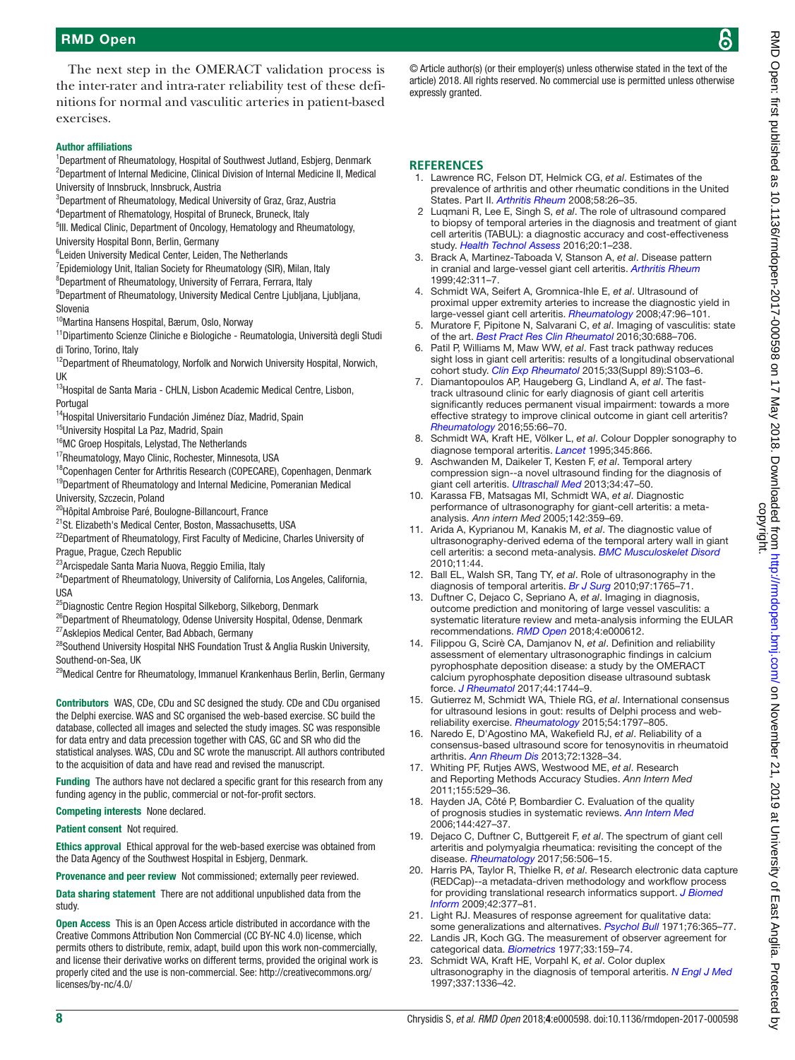The next step in the OMERACT validation process is the inter-rater and intra-rater reliability test of these definitions for normal and vasculitic arteries in patient-based exercises.

### Author affiliations

[1]Department of Rheumatology, Hospital of Southwest Jutland, Esbjerg, Denmark
[2]Department of Internal Medicine, Clinical Division of Internal Medicine II, Medical University of Innsbruck, Innsbruck, Austria
[3]Department of Rheumatology, Medical University of Graz, Graz, Austria
[4]Department of Rhematology, Hospital of Bruneck, Bruneck, Italy
[5]III. Medical Clinic, Department of Oncology, Hematology and Rheumatology, University Hospital Bonn, Berlin, Germany
[6]Leiden University Medical Center, Leiden, The Netherlands
[7]Epidemiology Unit, Italian Society for Rheumatology (SIR), Milan, Italy
[8]Department of Rheumatology, University of Ferrara, Ferrara, Italy
[9]Department of Rheumatology, University Medical Centre Ljubljana, Ljubljana, Slovenia
[10]Martina Hansens Hospital, Bærum, Oslo, Norway
[11]Dipartimento Scienze Cliniche e Biologiche - Reumatologia, Università degli Studi di Torino, Torino, Italy
[12]Department of Rheumatology, Norfolk and Norwich University Hospital, Norwich, UK
[13]Hospital de Santa Maria - CHLN, Lisbon Academic Medical Centre, Lisbon, Portugal
[14]Hospital Universitario Fundación Jiménez Díaz, Madrid, Spain
[15]University Hospital La Paz, Madrid, Spain
[16]MC Groep Hospitals, Lelystad, The Netherlands
[17]Rheumatology, Mayo Clinic, Rochester, Minnesota, USA
[18]Copenhagen Center for Arthritis Research (COPECARE), Copenhagen, Denmark
[19]Department of Rheumatology and Internal Medicine, Pomeranian Medical University, Szczecin, Poland
[20]Hôpital Ambroise Paré, Boulogne-Billancourt, France
[21]St. Elizabeth's Medical Center, Boston, Massachusetts, USA
[22]Department of Rheumatology, First Faculty of Medicine, Charles University of Prague, Prague, Czech Republic
[23]Arcispedale Santa Maria Nuova, Reggio Emilia, Italy
[24]Department of Rheumatology, University of California, Los Angeles, California, USA
[25]Diagnostic Centre Region Hospital Silkeborg, Silkeborg, Denmark
[26]Department of Rheumatology, Odense University Hospital, Odense, Denmark
[27]Asklepios Medical Center, Bad Abbach, Germany
[28]Southend University Hospital NHS Foundation Trust & Anglia Ruskin University, Southend-on-Sea, UK
[29]Medical Centre for Rheumatology, Immanuel Krankenhaus Berlin, Berlin, Germany

**Contributors** WAS, CDe, CDu and SC designed the study. CDe and CDu organised the Delphi exercise. WAS and SC organised the web-based exercise. SC build the database, collected all images and selected the study images. SC was responsible for data entry and data precession together with CAS, GC and SR who did the statistical analyses. WAS, CDu and SC wrote the manuscript. All authors contributed to the acquisition of data and have read and revised the manuscript.

**Funding** The authors have not declared a specific grant for this research from any funding agency in the public, commercial or not-for-profit sectors.

**Competing interests** None declared.

**Patient consent** Not required.

**Ethics approval** Ethical approval for the web-based exercise was obtained from the Data Agency of the Southwest Hospital in Esbjerg, Denmark.

**Provenance and peer review** Not commissioned; externally peer reviewed.

**Data sharing statement** There are not additional unpublished data from the study.

**Open Access** This is an Open Access article distributed in accordance with the Creative Commons Attribution Non Commercial (CC BY-NC 4.0) license, which permits others to distribute, remix, adapt, build upon this work non-commercially, and license their derivative works on different terms, provided the original work is properly cited and the use is non-commercial. See: http://creativecommons.org/licenses/by-nc/4.0/

© Article author(s) (or their employer(s) unless otherwise stated in the text of the article) 2018. All rights reserved. No commercial use is permitted unless otherwise expressly granted.

## REFERENCES

1. Lawrence RC, Felson DT, Helmick CG, *et al*. Estimates of the prevalence of arthritis and other rheumatic conditions in the United States. Part II. *Arthritis Rheum* 2008;58:26–35.
2. Luqmani R, Lee E, Singh S, *et al*. The role of ultrasound compared to biopsy of temporal arteries in the diagnosis and treatment of giant cell arteritis (TABUL): a diagnostic accuracy and cost-effectiveness study. *Health Technol Assess* 2016;20:1–238.
3. Brack A, Martinez-Taboada V, Stanson A, *et al*. Disease pattern in cranial and large-vessel giant cell arteritis. *Arthritis Rheum* 1999;42:311–7.
4. Schmidt WA, Seifert A, Gromnica-Ihle E, *et al*. Ultrasound of proximal upper extremity arteries to increase the diagnostic yield in large-vessel giant cell arteritis. *Rheumatology* 2008;47:96–101.
5. Muratore F, Pipitone N, Salvarani C, *et al*. Imaging of vasculitis: state of the art. *Best Pract Res Clin Rheumatol* 2016;30:688–706.
6. Patil P, Williams M, Maw WW, *et al*. Fast track pathway reduces sight loss in giant cell arteritis: results of a longitudinal observational cohort study. *Clin Exp Rheumatol* 2015;33(Suppl 89):S103–6.
7. Diamantopoulos AP, Haugeberg G, Lindland A, *et al*. The fast-track ultrasound clinic for early diagnosis of giant cell arteritis significantly reduces permanent visual impairment: towards a more effective strategy to improve clinical outcome in giant cell arteritis? *Rheumatology* 2016;55:66–70.
8. Schmidt WA, Kraft HE, Völker L, *et al*. Colour Doppler sonography to diagnose temporal arteritis. *Lancet* 1995;345:866.
9. Aschwanden M, Daikeler T, Kesten F, *et al*. Temporal artery compression sign--a novel ultrasound finding for the diagnosis of giant cell arteritis. *Ultraschall Med* 2013;34:47–50.
10. Karassa FB, Matsagas MI, Schmidt WA, *et al*. Diagnostic performance of ultrasonography for giant-cell arteritis: a meta-analysis. *Ann intern Med* 2005;142:359–69.
11. Arida A, Kyprianou M, Kanakis M, *et al*. The diagnostic value of ultrasonography-derived edema of the temporal artery wall in giant cell arteritis: a second meta-analysis. *BMC Musculoskelet Disord* 2010;11:44.
12. Ball EL, Walsh SR, Tang TY, *et al*. Role of ultrasonography in the diagnosis of temporal arteritis. *Br J Surg* 2010;97:1765–71.
13. Duftner C, Dejaco C, Sepriano A, *et al*. Imaging in diagnosis, outcome prediction and monitoring of large vessel vasculitis: a systematic literature review and meta-analysis informing the EULAR recommendations. *RMD Open* 2018;4:e000612.
14. Filippou G, Scirè CA, Damjanov N, *et al*. Definition and reliability assessment of elementary ultrasonographic findings in calcium pyrophosphate deposition disease: a study by the OMERACT calcium pyrophosphate deposition disease ultrasound subtask force. *J Rheumatol* 2017;44:1744–9.
15. Gutierrez M, Schmidt WA, Thiele RG, *et al*. International consensus for ultrasound lesions in gout: results of Delphi process and web-reliability exercise. *Rheumatology* 2015;54:1797–805.
16. Naredo E, D'Agostino MA, Wakefield RJ, *et al*. Reliability of a consensus-based ultrasound score for tenosynovitis in rheumatoid arthritis. *Ann Rheum Dis* 2013;72:1328–34.
17. Whiting PF, Rutjes AWS, Westwood ME, *et al*. Research and Reporting Methods Accuracy Studies. *Ann Intern Med* 2011;155:529–36.
18. Hayden JA, Côté P, Bombardier C. Evaluation of the quality of prognosis studies in systematic reviews. *Ann Intern Med* 2006;144:427–37.
19. Dejaco C, Duftner C, Buttgereit F, *et al*. The spectrum of giant cell arteritis and polymyalgia rheumatica: revisiting the concept of the disease. *Rheumatology* 2017;56:506–15.
20. Harris PA, Taylor R, Thielke R, *et al*. Research electronic data capture (REDCap)--a metadata-driven methodology and workflow process for providing translational research informatics support. *J Biomed Inform* 2009;42:377–81.
21. Light RJ. Measures of response agreement for qualitative data: some generalizations and alternatives. *Psychol Bull* 1971;76:365–77.
22. Landis JR, Koch GG. The measurement of observer agreement for categorical data. *Biometrics* 1977;33:159–74.
23. Schmidt WA, Kraft HE, Vorpahl K, *et al*. Color duplex ultrasonography in the diagnosis of temporal arteritis. *N Engl J Med* 1997;337:1336–42.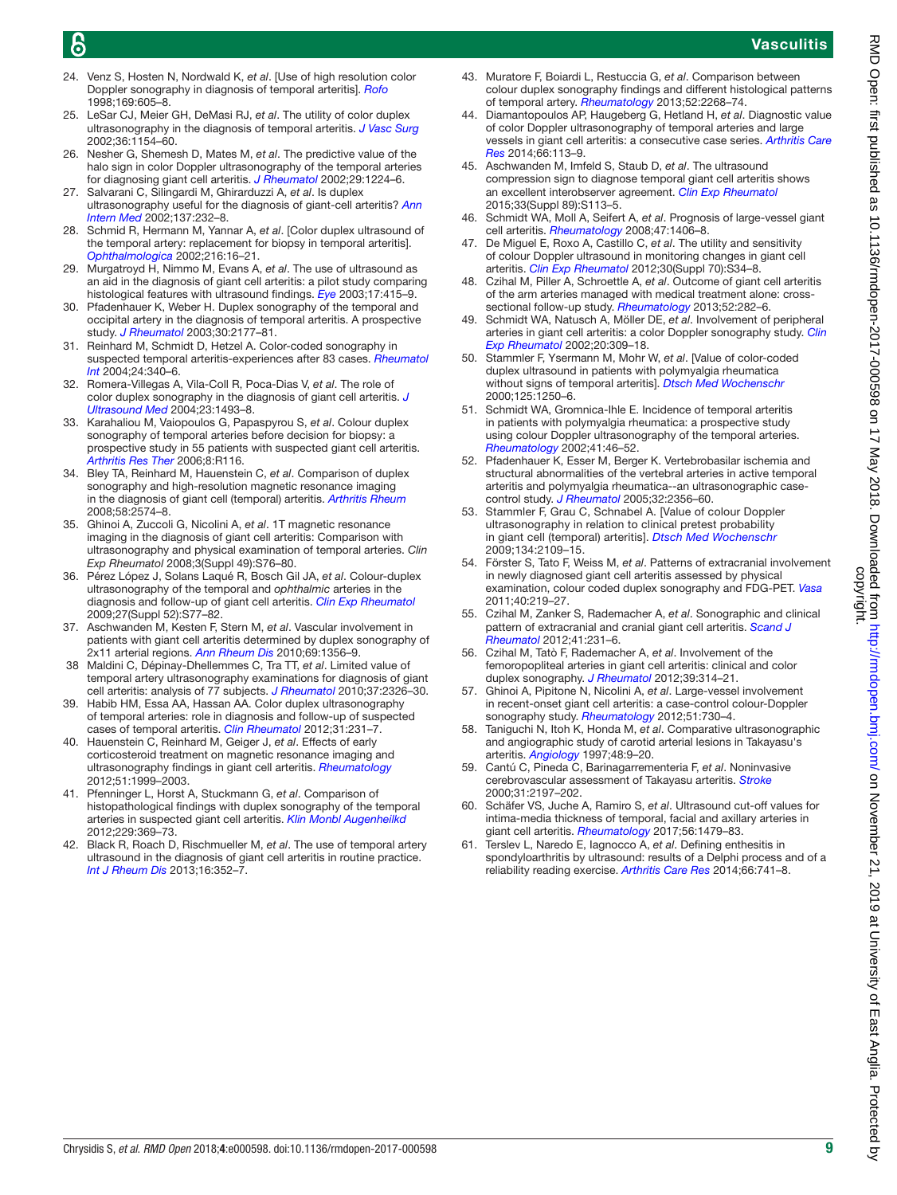24. Venz S, Hosten N, Nordwald K, *et al*. [Use of high resolution color Doppler sonography in diagnosis of temporal arteritis]. *Rofo* 1998;169:605–8.
25. LeSar CJ, Meier GH, DeMasi RJ, *et al*. The utility of color duplex ultrasonography in the diagnosis of temporal arteritis. *J Vasc Surg* 2002;36:1154–60.
26. Nesher G, Shemesh D, Mates M, *et al*. The predictive value of the halo sign in color Doppler ultrasonography of the temporal arteries for diagnosing giant cell arteritis. *J Rheumatol* 2002;29:1224–6.
27. Salvarani C, Silingardi M, Ghirarduzzi A, *et al*. Is duplex ultrasonography useful for the diagnosis of giant-cell arteritis? *Ann Intern Med* 2002;137:232–8.
28. Schmid R, Hermann M, Yannar A, *et al*. [Color duplex ultrasound of the temporal artery: replacement for biopsy in temporal arteritis]. *Ophthalmologica* 2002;216:16–21.
29. Murgatroyd H, Nimmo M, Evans A, *et al*. The use of ultrasound as an aid in the diagnosis of giant cell arteritis: a pilot study comparing histological features with ultrasound findings. *Eye* 2003;17:415–9.
30. Pfadenhauer K, Weber H. Duplex sonography of the temporal and occipital artery in the diagnosis of temporal arteritis. A prospective study. *J Rheumatol* 2003;30:2177–81.
31. Reinhard M, Schmidt D, Hetzel A. Color-coded sonography in suspected temporal arteritis-experiences after 83 cases. *Rheumatol Int* 2004;24:340–6.
32. Romera-Villegas A, Vila-Coll R, Poca-Dias V, *et al*. The role of color duplex sonography in the diagnosis of giant cell arteritis. *J Ultrasound Med* 2004;23:1493–8.
33. Karahaliou M, Vaiopoulos G, Papaspyrou S, *et al*. Colour duplex sonography of temporal arteries before decision for biopsy: a prospective study in 55 patients with suspected giant cell arteritis. *Arthritis Res Ther* 2006;8:R116.
34. Bley TA, Reinhard M, Hauenstein C, *et al*. Comparison of duplex sonography and high-resolution magnetic resonance imaging in the diagnosis of giant cell (temporal) arteritis. *Arthritis Rheum* 2008;58:2574–8.
35. Ghinoi A, Zuccoli G, Nicolini A, *et al*. 1T magnetic resonance imaging in the diagnosis of giant cell arteritis: Comparison with ultrasonography and physical examination of temporal arteries. *Clin Exp Rheumatol* 2008;3(Suppl 49):S76–80.
36. Pérez López J, Solans Laqué R, Bosch Gil JA, *et al*. Colour-duplex ultrasonography of the temporal and *ophthalmic* arteries in the diagnosis and follow-up of giant cell arteritis. *Clin Exp Rheumatol* 2009;27(Suppl 52):S77–82.
37. Aschwanden M, Kesten F, Stern M, *et al*. Vascular involvement in patients with giant cell arteritis determined by duplex sonography of 2x11 arterial regions. *Ann Rheum Dis* 2010;69:1356–9.
38. Maldini C, Dépinay-Dhellemmes C, Tra TT, *et al*. Limited value of temporal artery ultrasonography examinations for diagnosis of giant cell arteritis: analysis of 77 subjects. *J Rheumatol* 2010;37:2326–30.
39. Habib HM, Essa AA, Hassan AA. Color duplex ultrasonography of temporal arteries: role in diagnosis and follow-up of suspected cases of temporal arteritis. *Clin Rheumatol* 2012;31:231–7.
40. Hauenstein C, Reinhard M, Geiger J, *et al*. Effects of early corticosteroid treatment on magnetic resonance imaging and ultrasonography findings in giant cell arteritis. *Rheumatology* 2012;51:1999–2003.
41. Pfenninger L, Horst A, Stuckmann G, *et al*. Comparison of histopathological findings with duplex sonography of the temporal arteries in suspected giant cell arteritis. *Klin Monbl Augenheilkd* 2012;229:369–73.
42. Black R, Roach D, Rischmueller M, *et al*. The use of temporal artery ultrasound in the diagnosis of giant cell arteritis in routine practice. *Int J Rheum Dis* 2013;16:352–7.
43. Muratore F, Boiardi L, Restuccia G, *et al*. Comparison between colour duplex sonography findings and different histological patterns of temporal artery. *Rheumatology* 2013;52:2268–74.
44. Diamantopoulos AP, Haugeberg G, Hetland H, *et al*. Diagnostic value of color Doppler ultrasonography of temporal arteries and large vessels in giant cell arteritis: a consecutive case series. *Arthritis Care Res* 2014;66:113–9.
45. Aschwanden M, Imfeld S, Staub D, *et al*. The ultrasound compression sign to diagnose temporal giant cell arteritis shows an excellent interobserver agreement. *Clin Exp Rheumatol* 2015;33(Suppl 89):S113–5.
46. Schmidt WA, Moll A, Seifert A, *et al*. Prognosis of large-vessel giant cell arteritis. *Rheumatology* 2008;47:1406–8.
47. De Miguel E, Roxo A, Castillo C, *et al*. The utility and sensitivity of colour Doppler ultrasound in monitoring changes in giant cell arteritis. *Clin Exp Rheumatol* 2012;30(Suppl 70):S34–8.
48. Czihal M, Piller A, Schroettle A, *et al*. Outcome of giant cell arteritis of the arm arteries managed with medical treatment alone: cross-sectional follow-up study. *Rheumatology* 2013;52:282–6.
49. Schmidt WA, Natusch A, Möller DE, *et al*. Involvement of peripheral arteries in giant cell arteritis: a color Doppler sonography study. *Clin Exp Rheumatol* 2002;20:309–18.
50. Stammler F, Ysermann M, Mohr W, *et al*. [Value of color-coded duplex ultrasound in patients with polymyalgia rheumatica without signs of temporal arteritis]. *Dtsch Med Wochenschr* 2000;125:1250–6.
51. Schmidt WA, Gromnica-Ihle E. Incidence of temporal arteritis in patients with polymyalgia rheumatica: a prospective study using colour Doppler ultrasonography of the temporal arteries. *Rheumatology* 2002;41:46–52.
52. Pfadenhauer K, Esser M, Berger K. Vertebrobasilar ischemia and structural abnormalities of the vertebral arteries in active temporal arteritis and polymyalgia rheumatica--an ultrasonographic case-control study. *J Rheumatol* 2005;32:2356–60.
53. Stammler F, Grau C, Schnabel A. [Value of colour Doppler ultrasonography in relation to clinical pretest probability in giant cell (temporal) arteritis]. *Dtsch Med Wochenschr* 2009;134:2109–15.
54. Förster S, Tato F, Weiss M, *et al*. Patterns of extracranial involvement in newly diagnosed giant cell arteritis assessed by physical examination, colour coded duplex sonography and FDG-PET. *Vasa* 2011;40:219–27.
55. Czihal M, Zanker S, Rademacher A, *et al*. Sonographic and clinical pattern of extracranial and cranial giant cell arteritis. *Scand J Rheumatol* 2012;41:231–6.
56. Czihal M, Tatò F, Rademacher A, *et al*. Involvement of the femoropopliteal arteries in giant cell arteritis: clinical and color duplex sonography. *J Rheumatol* 2012;39:314–21.
57. Ghinoi A, Pipitone N, Nicolini A, *et al*. Large-vessel involvement in recent-onset giant cell arteritis: a case-control colour-Doppler sonography study. *Rheumatology* 2012;51:730–4.
58. Taniguchi N, Itoh K, Honda M, *et al*. Comparative ultrasonographic and angiographic study of carotid arterial lesions in Takayasu's arteritis. *Angiology* 1997;48:9–20.
59. Cantú C, Pineda C, Barinagarrementeria F, *et al*. Noninvasive cerebrovascular assessment of Takayasu arteritis. *Stroke* 2000;31:2197–202.
60. Schäfer VS, Juche A, Ramiro S, *et al*. Ultrasound cut-off values for intima-media thickness of temporal, facial and axillary arteries in giant cell arteritis. *Rheumatology* 2017;56:1479–83.
61. Terslev L, Naredo E, Iagnocco A, *et al*. Defining enthesitis in spondyloarthritis by ultrasound: results of a Delphi process and of a reliability reading exercise. *Arthritis Care Res* 2014;66:741–8.